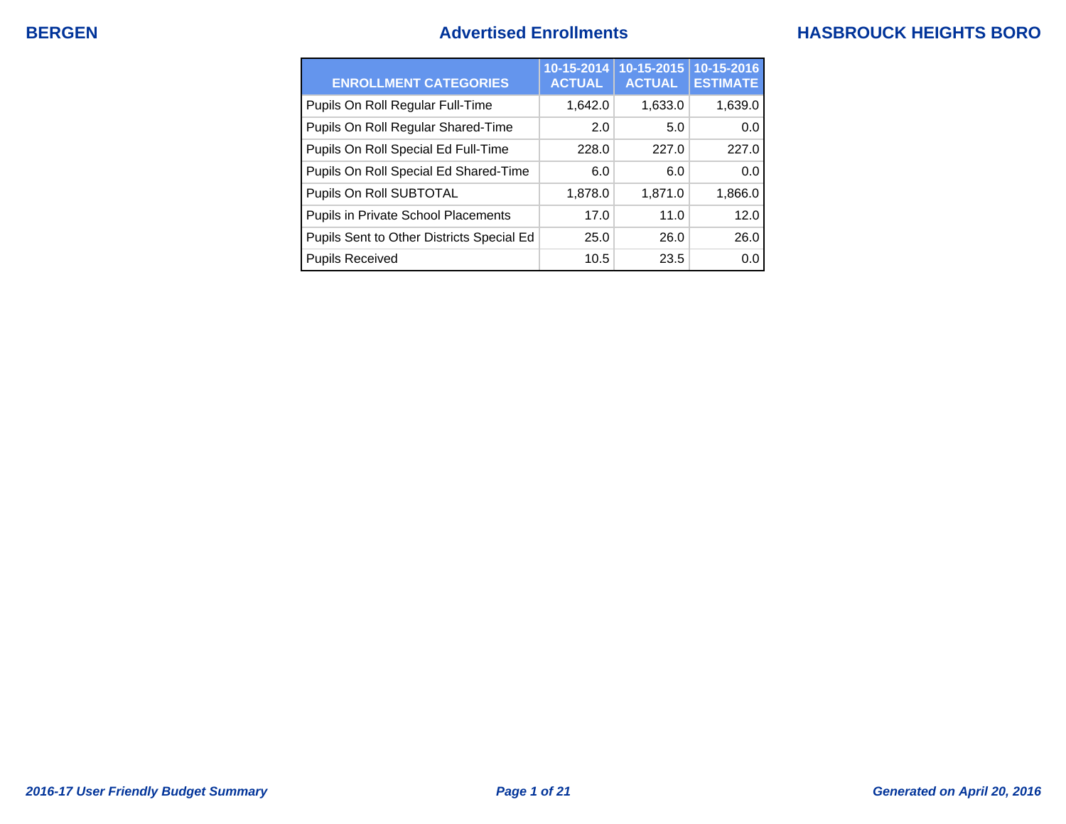**BERGEN** | **Advertised Enrollments** | **HASBROUCK HEIGHTS BORO**

| ENROLLMENT CATEGORIES | 10-15-2014 ACTUAL | 10-15-2015 ACTUAL | 10-15-2016 ESTIMATE |
|---|---|---|---|
| Pupils On Roll Regular Full-Time | 1,642.0 | 1,633.0 | 1,639.0 |
| Pupils On Roll Regular Shared-Time | 2.0 | 5.0 | 0.0 |
| Pupils On Roll Special Ed Full-Time | 228.0 | 227.0 | 227.0 |
| Pupils On Roll Special Ed Shared-Time | 6.0 | 6.0 | 0.0 |
| Pupils On Roll SUBTOTAL | 1,878.0 | 1,871.0 | 1,866.0 |
| Pupils in Private School Placements | 17.0 | 11.0 | 12.0 |
| Pupils Sent to Other Districts Special Ed | 25.0 | 26.0 | 26.0 |
| Pupils Received | 10.5 | 23.5 | 0.0 |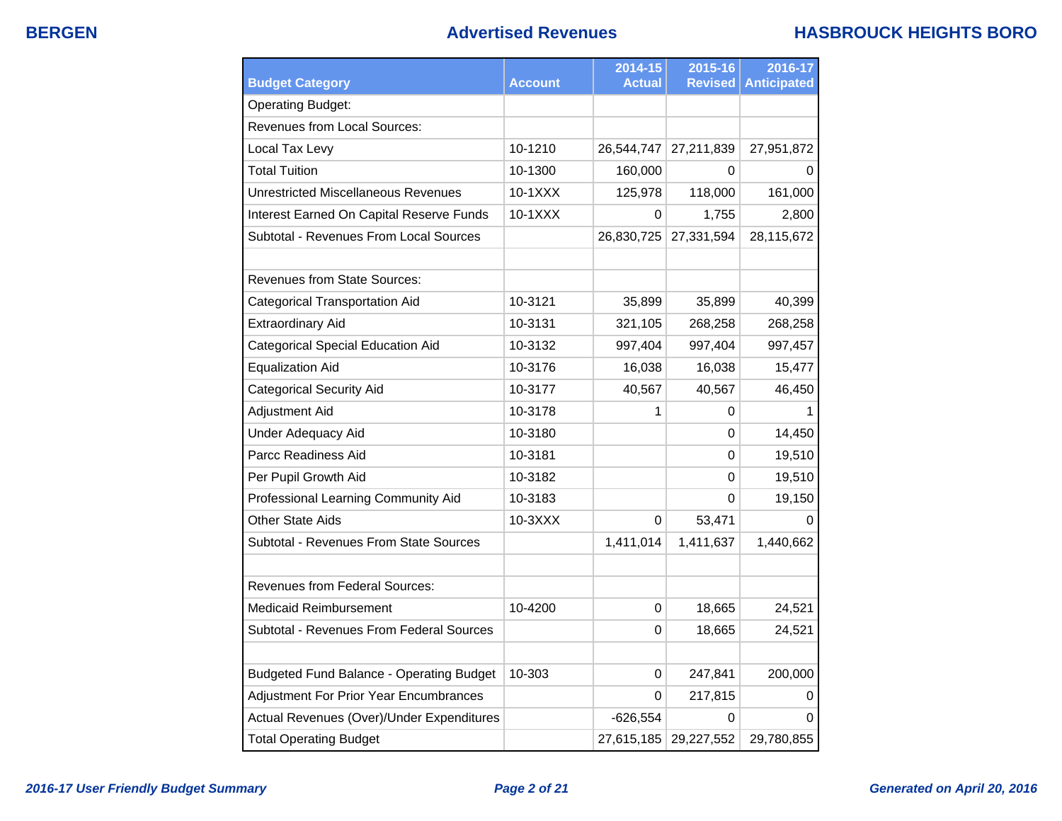# Advertised Revenues

| Budget Category | Account | 2014-15 Actual | 2015-16 Revised | 2016-17 Anticipated |
|---|---|---|---|---|
| Operating Budget: | | | | |
| Revenues from Local Sources: | | | | |
| Local Tax Levy | 10-1210 | 26,544,747 | 27,211,839 | 27,951,872 |
| Total Tuition | 10-1300 | 160,000 | 0 | 0 |
| Unrestricted Miscellaneous Revenues | 10-1XXX | 125,978 | 118,000 | 161,000 |
| Interest Earned On Capital Reserve Funds | 10-1XXX | 0 | 1,755 | 2,800 |
| Subtotal - Revenues From Local Sources | | 26,830,725 | 27,331,594 | 28,115,672 |
| | | | | |
| Revenues from State Sources: | | | | |
| Categorical Transportation Aid | 10-3121 | 35,899 | 35,899 | 40,399 |
| Extraordinary Aid | 10-3131 | 321,105 | 268,258 | 268,258 |
| Categorical Special Education Aid | 10-3132 | 997,404 | 997,404 | 997,457 |
| Equalization Aid | 10-3176 | 16,038 | 16,038 | 15,477 |
| Categorical Security Aid | 10-3177 | 40,567 | 40,567 | 46,450 |
| Adjustment Aid | 10-3178 | 1 | 0 | 1 |
| Under Adequacy Aid | 10-3180 | | 0 | 14,450 |
| Parcc Readiness Aid | 10-3181 | | 0 | 19,510 |
| Per Pupil Growth Aid | 10-3182 | | 0 | 19,510 |
| Professional Learning Community Aid | 10-3183 | | 0 | 19,150 |
| Other State Aids | 10-3XXX | 0 | 53,471 | 0 |
| Subtotal - Revenues From State Sources | | 1,411,014 | 1,411,637 | 1,440,662 |
| | | | | |
| Revenues from Federal Sources: | | | | |
| Medicaid Reimbursement | 10-4200 | 0 | 18,665 | 24,521 |
| Subtotal - Revenues From Federal Sources | | 0 | 18,665 | 24,521 |
| | | | | |
| Budgeted Fund Balance - Operating Budget | 10-303 | 0 | 247,841 | 200,000 |
| Adjustment For Prior Year Encumbrances | | 0 | 217,815 | 0 |
| Actual Revenues (Over)/Under Expenditures | | -626,554 | 0 | 0 |
| Total Operating Budget | | 27,615,185 | 29,227,552 | 29,780,855 |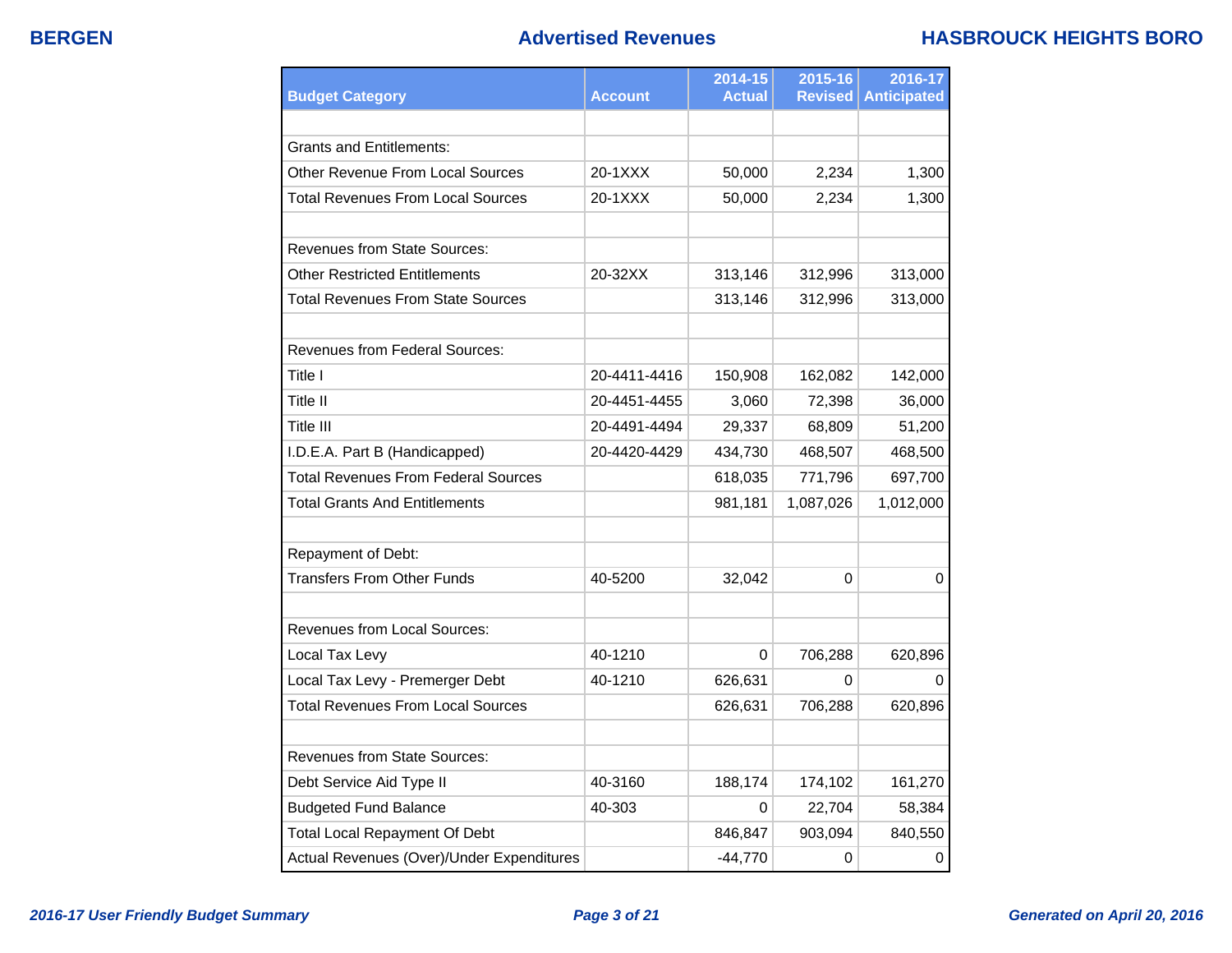# Advertised Revenues

| Budget Category | Account | 2014-15 Actual | 2015-16 Revised | 2016-17 Anticipated |
|---|---|---|---|---|
| | | | | |
| Grants and Entitlements: | | | | |
| Other Revenue From Local Sources | 20-1XXX | 50,000 | 2,234 | 1,300 |
| Total Revenues From Local Sources | 20-1XXX | 50,000 | 2,234 | 1,300 |
| | | | | |
| Revenues from State Sources: | | | | |
| Other Restricted Entitlements | 20-32XX | 313,146 | 312,996 | 313,000 |
| Total Revenues From State Sources | | 313,146 | 312,996 | 313,000 |
| | | | | |
| Revenues from Federal Sources: | | | | |
| Title I | 20-4411-4416 | 150,908 | 162,082 | 142,000 |
| Title II | 20-4451-4455 | 3,060 | 72,398 | 36,000 |
| Title III | 20-4491-4494 | 29,337 | 68,809 | 51,200 |
| I.D.E.A. Part B (Handicapped) | 20-4420-4429 | 434,730 | 468,507 | 468,500 |
| Total Revenues From Federal Sources | | 618,035 | 771,796 | 697,700 |
| Total Grants And Entitlements | | 981,181 | 1,087,026 | 1,012,000 |
| | | | | |
| Repayment of Debt: | | | | |
| Transfers From Other Funds | 40-5200 | 32,042 | 0 | 0 |
| | | | | |
| Revenues from Local Sources: | | | | |
| Local Tax Levy | 40-1210 | 0 | 706,288 | 620,896 |
| Local Tax Levy - Premerger Debt | 40-1210 | 626,631 | 0 | 0 |
| Total Revenues From Local Sources | | 626,631 | 706,288 | 620,896 |
| | | | | |
| Revenues from State Sources: | | | | |
| Debt Service Aid Type II | 40-3160 | 188,174 | 174,102 | 161,270 |
| Budgeted Fund Balance | 40-303 | 0 | 22,704 | 58,384 |
| Total Local Repayment Of Debt | | 846,847 | 903,094 | 840,550 |
| Actual Revenues (Over)/Under Expenditures | | -44,770 | 0 | 0 |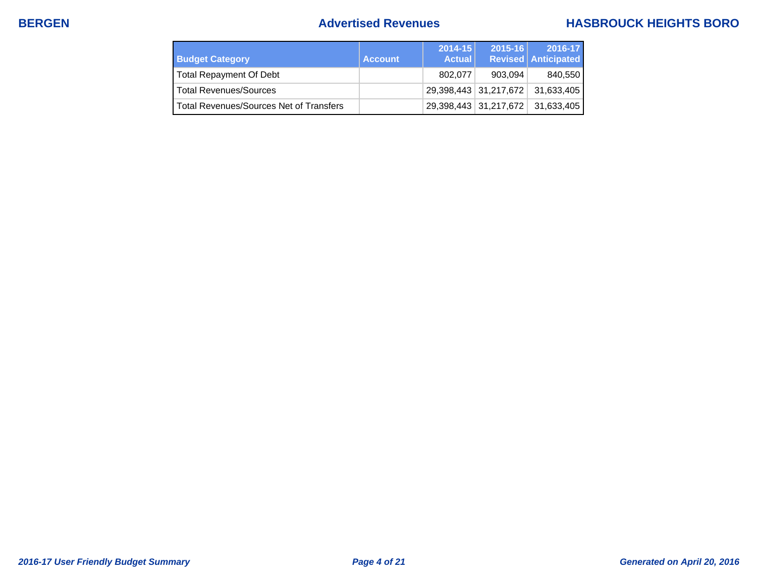| Budget Category | Account | 2014-15 Actual | 2015-16 Revised | 2016-17 Anticipated |
| --- | --- | --- | --- | --- |
| Total Repayment Of Debt | | 802,077 | 903,094 | 840,550 |
| Total Revenues/Sources | | 29,398,443 | 31,217,672 | 31,633,405 |
| Total Revenues/Sources Net of Transfers | | 29,398,443 | 31,217,672 | 31,633,405 |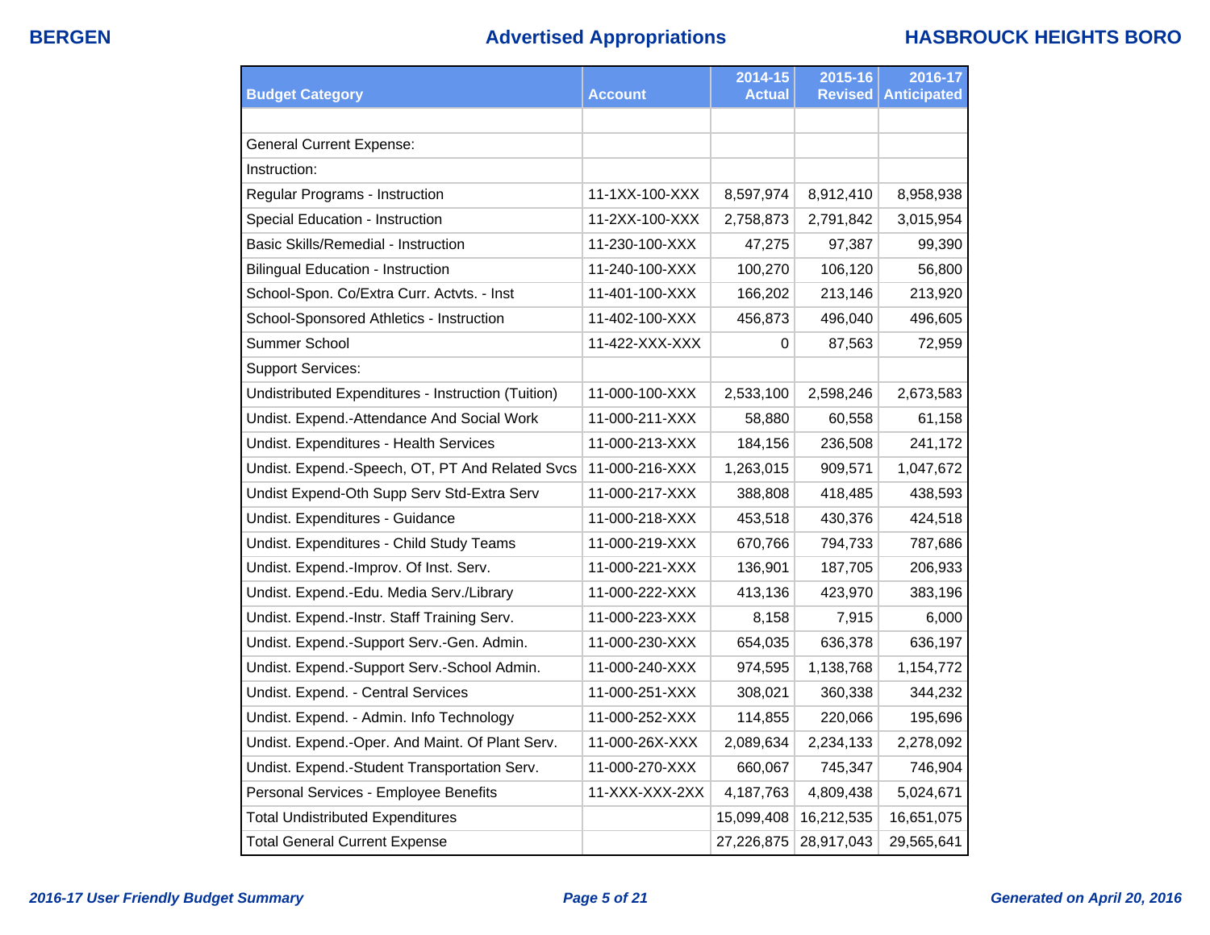# Advertised Appropriations

BERGEN — HASBROUCK HEIGHTS BORO

| Budget Category | Account | 2014-15 Actual | 2015-16 Revised | 2016-17 Anticipated |
|---|---|---|---|---|
| | | | | |
| General Current Expense: | | | | |
| Instruction: | | | | |
| Regular Programs - Instruction | 11-1XX-100-XXX | 8,597,974 | 8,912,410 | 8,958,938 |
| Special Education - Instruction | 11-2XX-100-XXX | 2,758,873 | 2,791,842 | 3,015,954 |
| Basic Skills/Remedial - Instruction | 11-230-100-XXX | 47,275 | 97,387 | 99,390 |
| Bilingual Education - Instruction | 11-240-100-XXX | 100,270 | 106,120 | 56,800 |
| School-Spon. Co/Extra Curr. Actvts. - Inst | 11-401-100-XXX | 166,202 | 213,146 | 213,920 |
| School-Sponsored Athletics - Instruction | 11-402-100-XXX | 456,873 | 496,040 | 496,605 |
| Summer School | 11-422-XXX-XXX | 0 | 87,563 | 72,959 |
| Support Services: | | | | |
| Undistributed Expenditures - Instruction (Tuition) | 11-000-100-XXX | 2,533,100 | 2,598,246 | 2,673,583 |
| Undist. Expend.-Attendance And Social Work | 11-000-211-XXX | 58,880 | 60,558 | 61,158 |
| Undist. Expenditures - Health Services | 11-000-213-XXX | 184,156 | 236,508 | 241,172 |
| Undist. Expend.-Speech, OT, PT And Related Svcs | 11-000-216-XXX | 1,263,015 | 909,571 | 1,047,672 |
| Undist Expend-Oth Supp Serv Std-Extra Serv | 11-000-217-XXX | 388,808 | 418,485 | 438,593 |
| Undist. Expenditures - Guidance | 11-000-218-XXX | 453,518 | 430,376 | 424,518 |
| Undist. Expenditures - Child Study Teams | 11-000-219-XXX | 670,766 | 794,733 | 787,686 |
| Undist. Expend.-Improv. Of Inst. Serv. | 11-000-221-XXX | 136,901 | 187,705 | 206,933 |
| Undist. Expend.-Edu. Media Serv./Library | 11-000-222-XXX | 413,136 | 423,970 | 383,196 |
| Undist. Expend.-Instr. Staff Training Serv. | 11-000-223-XXX | 8,158 | 7,915 | 6,000 |
| Undist. Expend.-Support Serv.-Gen. Admin. | 11-000-230-XXX | 654,035 | 636,378 | 636,197 |
| Undist. Expend.-Support Serv.-School Admin. | 11-000-240-XXX | 974,595 | 1,138,768 | 1,154,772 |
| Undist. Expend. - Central Services | 11-000-251-XXX | 308,021 | 360,338 | 344,232 |
| Undist. Expend. - Admin. Info Technology | 11-000-252-XXX | 114,855 | 220,066 | 195,696 |
| Undist. Expend.-Oper. And Maint. Of Plant Serv. | 11-000-26X-XXX | 2,089,634 | 2,234,133 | 2,278,092 |
| Undist. Expend.-Student Transportation Serv. | 11-000-270-XXX | 660,067 | 745,347 | 746,904 |
| Personal Services - Employee Benefits | 11-XXX-XXX-2XX | 4,187,763 | 4,809,438 | 5,024,671 |
| Total Undistributed Expenditures | | 15,099,408 | 16,212,535 | 16,651,075 |
| Total General Current Expense | | 27,226,875 | 28,917,043 | 29,565,641 |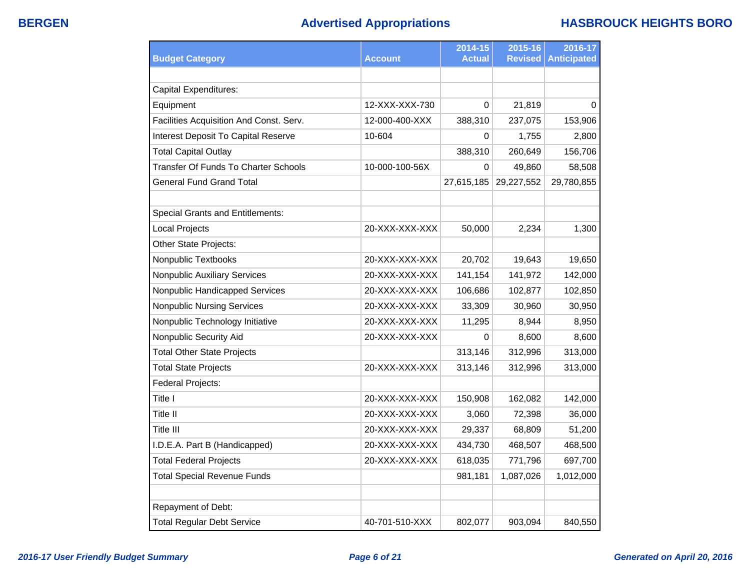| Budget Category | Account | 2014-15 Actual | 2015-16 Revised | 2016-17 Anticipated |
|---|---|---|---|---|
| | | | | |
| Capital Expenditures: | | | | |
| Equipment | 12-XXX-XXX-730 | 0 | 21,819 | 0 |
| Facilities Acquisition And Const. Serv. | 12-000-400-XXX | 388,310 | 237,075 | 153,906 |
| Interest Deposit To Capital Reserve | 10-604 | 0 | 1,755 | 2,800 |
| Total Capital Outlay | | 388,310 | 260,649 | 156,706 |
| Transfer Of Funds To Charter Schools | 10-000-100-56X | 0 | 49,860 | 58,508 |
| General Fund Grand Total | | 27,615,185 | 29,227,552 | 29,780,855 |
| | | | | |
| Special Grants and Entitlements: | | | | |
| Local Projects | 20-XXX-XXX-XXX | 50,000 | 2,234 | 1,300 |
| Other State Projects: | | | | |
| Nonpublic Textbooks | 20-XXX-XXX-XXX | 20,702 | 19,643 | 19,650 |
| Nonpublic Auxiliary Services | 20-XXX-XXX-XXX | 141,154 | 141,972 | 142,000 |
| Nonpublic Handicapped Services | 20-XXX-XXX-XXX | 106,686 | 102,877 | 102,850 |
| Nonpublic Nursing Services | 20-XXX-XXX-XXX | 33,309 | 30,960 | 30,950 |
| Nonpublic Technology Initiative | 20-XXX-XXX-XXX | 11,295 | 8,944 | 8,950 |
| Nonpublic Security Aid | 20-XXX-XXX-XXX | 0 | 8,600 | 8,600 |
| Total Other State Projects | | 313,146 | 312,996 | 313,000 |
| Total State Projects | 20-XXX-XXX-XXX | 313,146 | 312,996 | 313,000 |
| Federal Projects: | | | | |
| Title I | 20-XXX-XXX-XXX | 150,908 | 162,082 | 142,000 |
| Title II | 20-XXX-XXX-XXX | 3,060 | 72,398 | 36,000 |
| Title III | 20-XXX-XXX-XXX | 29,337 | 68,809 | 51,200 |
| I.D.E.A. Part B (Handicapped) | 20-XXX-XXX-XXX | 434,730 | 468,507 | 468,500 |
| Total Federal Projects | 20-XXX-XXX-XXX | 618,035 | 771,796 | 697,700 |
| Total Special Revenue Funds | | 981,181 | 1,087,026 | 1,012,000 |
| | | | | |
| Repayment of Debt: | | | | |
| Total Regular Debt Service | 40-701-510-XXX | 802,077 | 903,094 | 840,550 |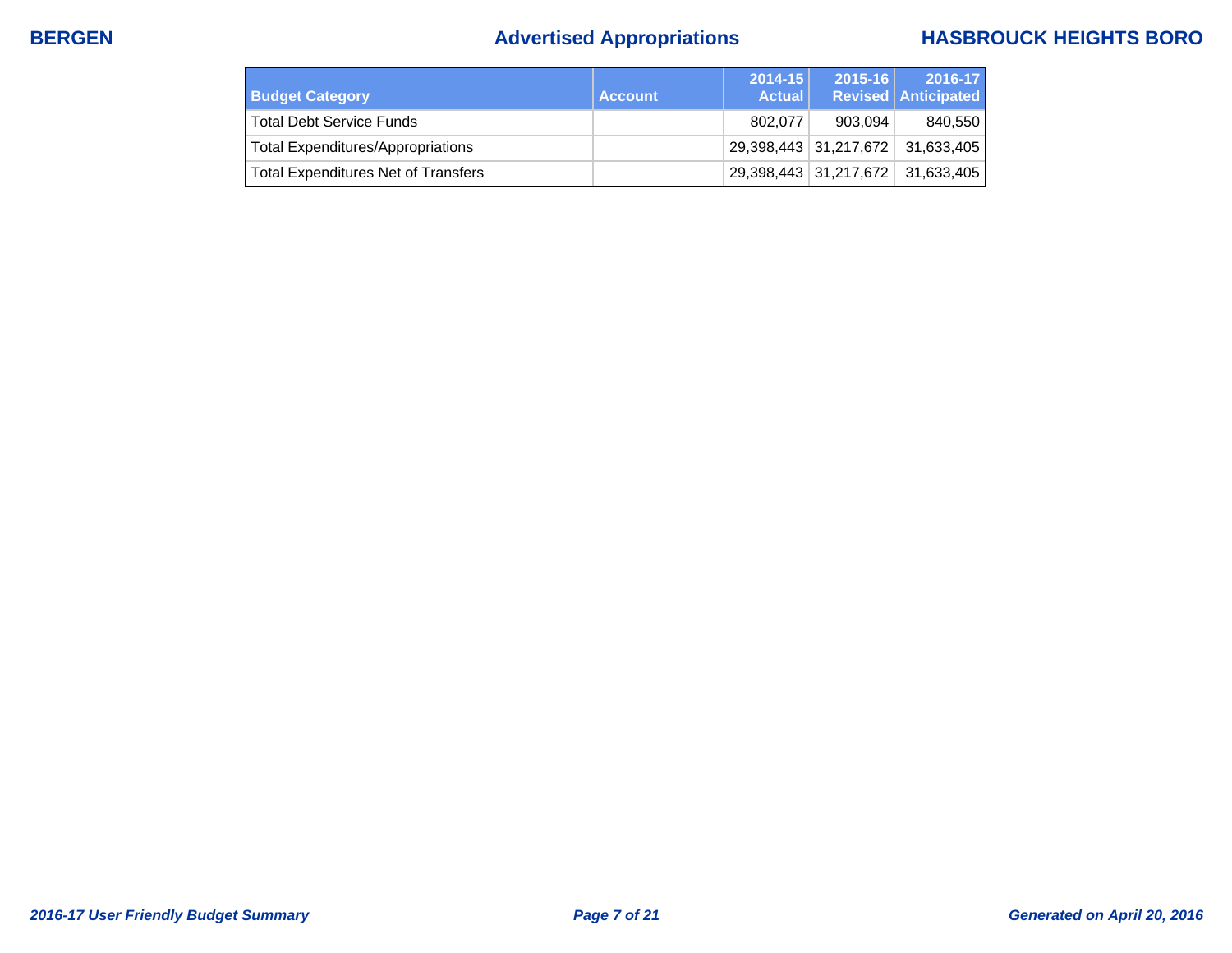| Budget Category | Account | 2014-15 Actual | 2015-16 Revised | 2016-17 Anticipated |
|---|---|---|---|---|
| Total Debt Service Funds | | 802,077 | 903,094 | 840,550 |
| Total Expenditures/Appropriations | | 29,398,443 | 31,217,672 | 31,633,405 |
| Total Expenditures Net of Transfers | | 29,398,443 | 31,217,672 | 31,633,405 |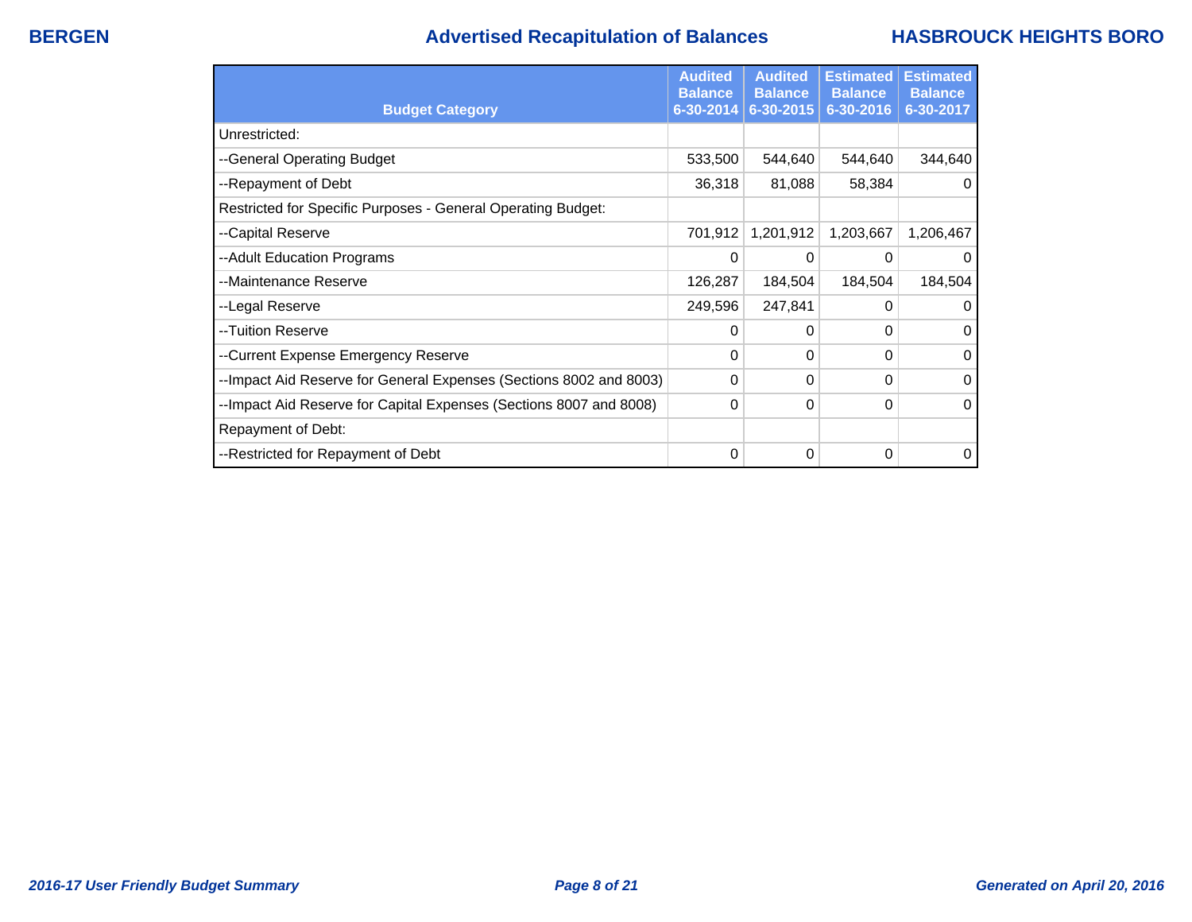# Advertised Recapitulation of Balances

| Budget Category | Audited Balance 6-30-2014 | Audited Balance 6-30-2015 | Estimated Balance 6-30-2016 | Estimated Balance 6-30-2017 |
|---|---|---|---|---|
| Unrestricted: | | | | |
| --General Operating Budget | 533,500 | 544,640 | 544,640 | 344,640 |
| --Repayment of Debt | 36,318 | 81,088 | 58,384 | 0 |
| Restricted for Specific Purposes - General Operating Budget: | | | | |
| --Capital Reserve | 701,912 | 1,201,912 | 1,203,667 | 1,206,467 |
| --Adult Education Programs | 0 | 0 | 0 | 0 |
| --Maintenance Reserve | 126,287 | 184,504 | 184,504 | 184,504 |
| --Legal Reserve | 249,596 | 247,841 | 0 | 0 |
| --Tuition Reserve | 0 | 0 | 0 | 0 |
| --Current Expense Emergency Reserve | 0 | 0 | 0 | 0 |
| --Impact Aid Reserve for General Expenses (Sections 8002 and 8003) | 0 | 0 | 0 | 0 |
| --Impact Aid Reserve for Capital Expenses (Sections 8007 and 8008) | 0 | 0 | 0 | 0 |
| Repayment of Debt: | | | | |
| --Restricted for Repayment of Debt | 0 | 0 | 0 | 0 |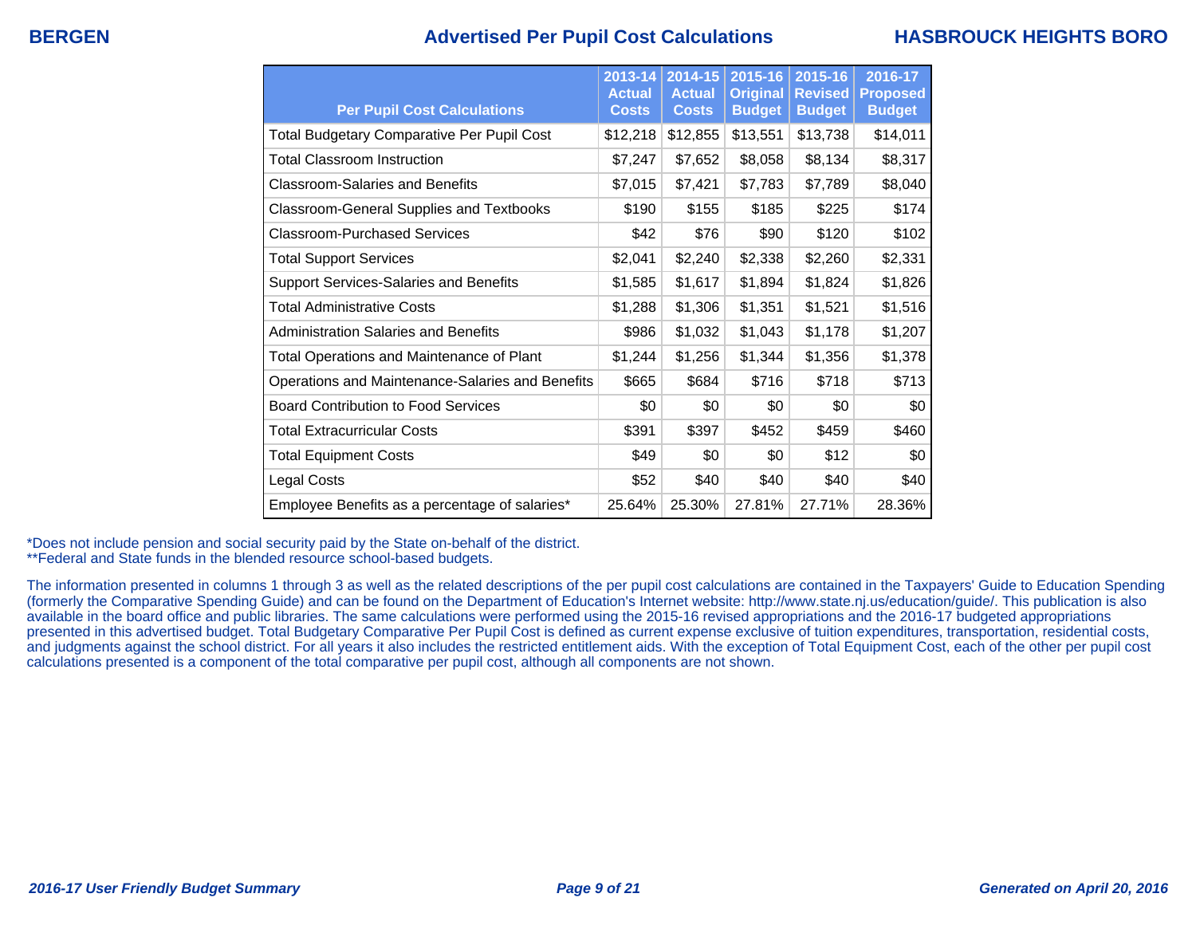# Advertised Per Pupil Cost Calculations

| Per Pupil Cost Calculations | 2013-14 Actual Costs | 2014-15 Actual Costs | 2015-16 Original Budget | 2015-16 Revised Budget | 2016-17 Proposed Budget |
|---|---|---|---|---|---|
| Total Budgetary Comparative Per Pupil Cost | $12,218 | $12,855 | $13,551 | $13,738 | $14,011 |
| Total Classroom Instruction | $7,247 | $7,652 | $8,058 | $8,134 | $8,317 |
| Classroom-Salaries and Benefits | $7,015 | $7,421 | $7,783 | $7,789 | $8,040 |
| Classroom-General Supplies and Textbooks | $190 | $155 | $185 | $225 | $174 |
| Classroom-Purchased Services | $42 | $76 | $90 | $120 | $102 |
| Total Support Services | $2,041 | $2,240 | $2,338 | $2,260 | $2,331 |
| Support Services-Salaries and Benefits | $1,585 | $1,617 | $1,894 | $1,824 | $1,826 |
| Total Administrative Costs | $1,288 | $1,306 | $1,351 | $1,521 | $1,516 |
| Administration Salaries and Benefits | $986 | $1,032 | $1,043 | $1,178 | $1,207 |
| Total Operations and Maintenance of Plant | $1,244 | $1,256 | $1,344 | $1,356 | $1,378 |
| Operations and Maintenance-Salaries and Benefits | $665 | $684 | $716 | $718 | $713 |
| Board Contribution to Food Services | $0 | $0 | $0 | $0 | $0 |
| Total Extracurricular Costs | $391 | $397 | $452 | $459 | $460 |
| Total Equipment Costs | $49 | $0 | $0 | $12 | $0 |
| Legal Costs | $52 | $40 | $40 | $40 | $40 |
| Employee Benefits as a percentage of salaries* | 25.64% | 25.30% | 27.81% | 27.71% | 28.36% |

*Does not include pension and social security paid by the State on-behalf of the district.
**Federal and State funds in the blended resource school-based budgets.

The information presented in columns 1 through 3 as well as the related descriptions of the per pupil cost calculations are contained in the Taxpayers' Guide to Education Spending (formerly the Comparative Spending Guide) and can be found on the Department of Education's Internet website: http://www.state.nj.us/education/guide/. This publication is also available in the board office and public libraries. The same calculations were performed using the 2015-16 revised appropriations and the 2016-17 budgeted appropriations presented in this advertised budget. Total Budgetary Comparative Per Pupil Cost is defined as current expense exclusive of tuition expenditures, transportation, residential costs, and judgments against the school district. For all years it also includes the restricted entitlement aids. With the exception of Total Equipment Cost, each of the other per pupil cost calculations presented is a component of the total comparative per pupil cost, although all components are not shown.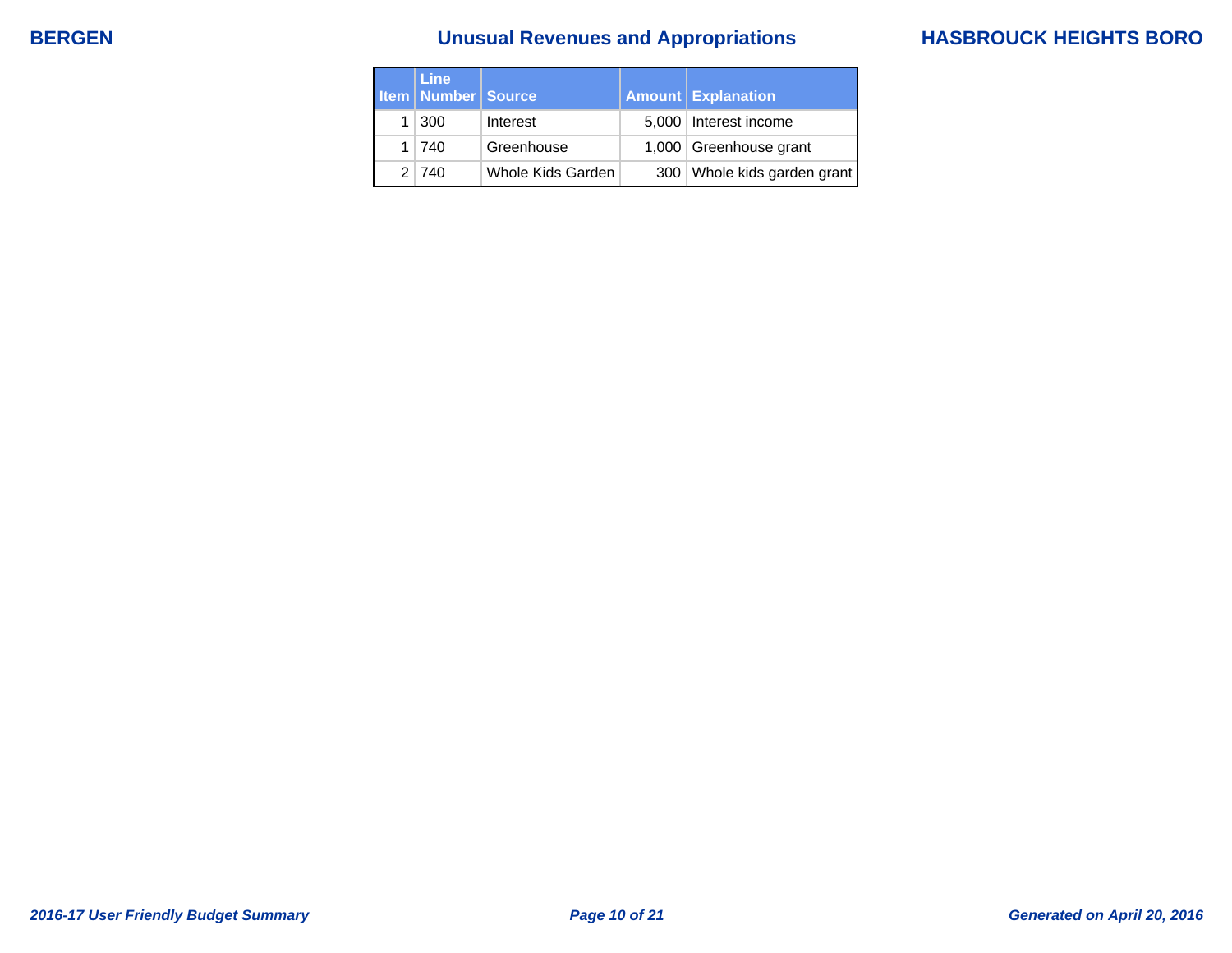# Unusual Revenues and Appropriations

BERGEN — HASBROUCK HEIGHTS BORO

| Item | Line Number | Source | Amount | Explanation |
|---|---|---|---|---|
| 1 | 300 | Interest | 5,000 | Interest income |
| 1 | 740 | Greenhouse | 1,000 | Greenhouse grant |
| 2 | 740 | Whole Kids Garden | 300 | Whole kids garden grant |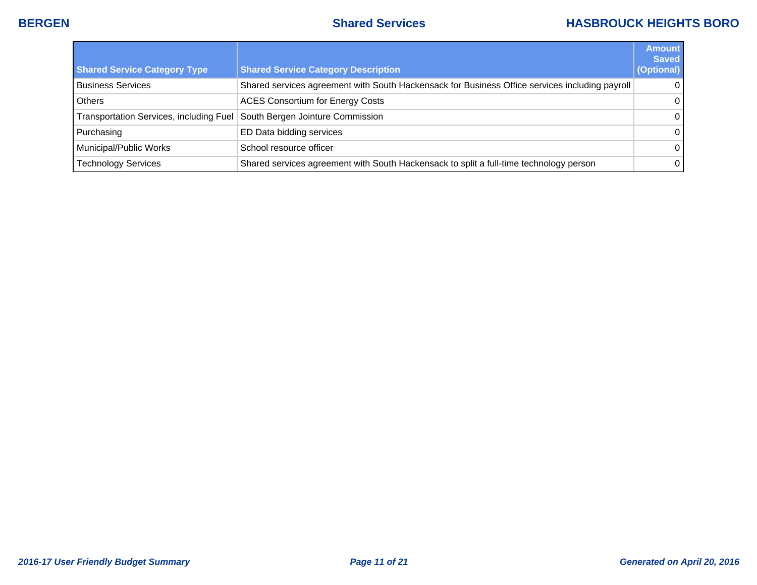| Shared Service Category Type | Shared Service Category Description | Amount Saved (Optional) |
|---|---|---|
| Business Services | Shared services agreement with South Hackensack for Business Office services including payroll | 0 |
| Others | ACES Consortium for Energy Costs | 0 |
| Transportation Services, including Fuel | South Bergen Jointure Commission | 0 |
| Purchasing | ED Data bidding services | 0 |
| Municipal/Public Works | School resource officer | 0 |
| Technology Services | Shared services agreement with South Hackensack to split a full-time technology person | 0 |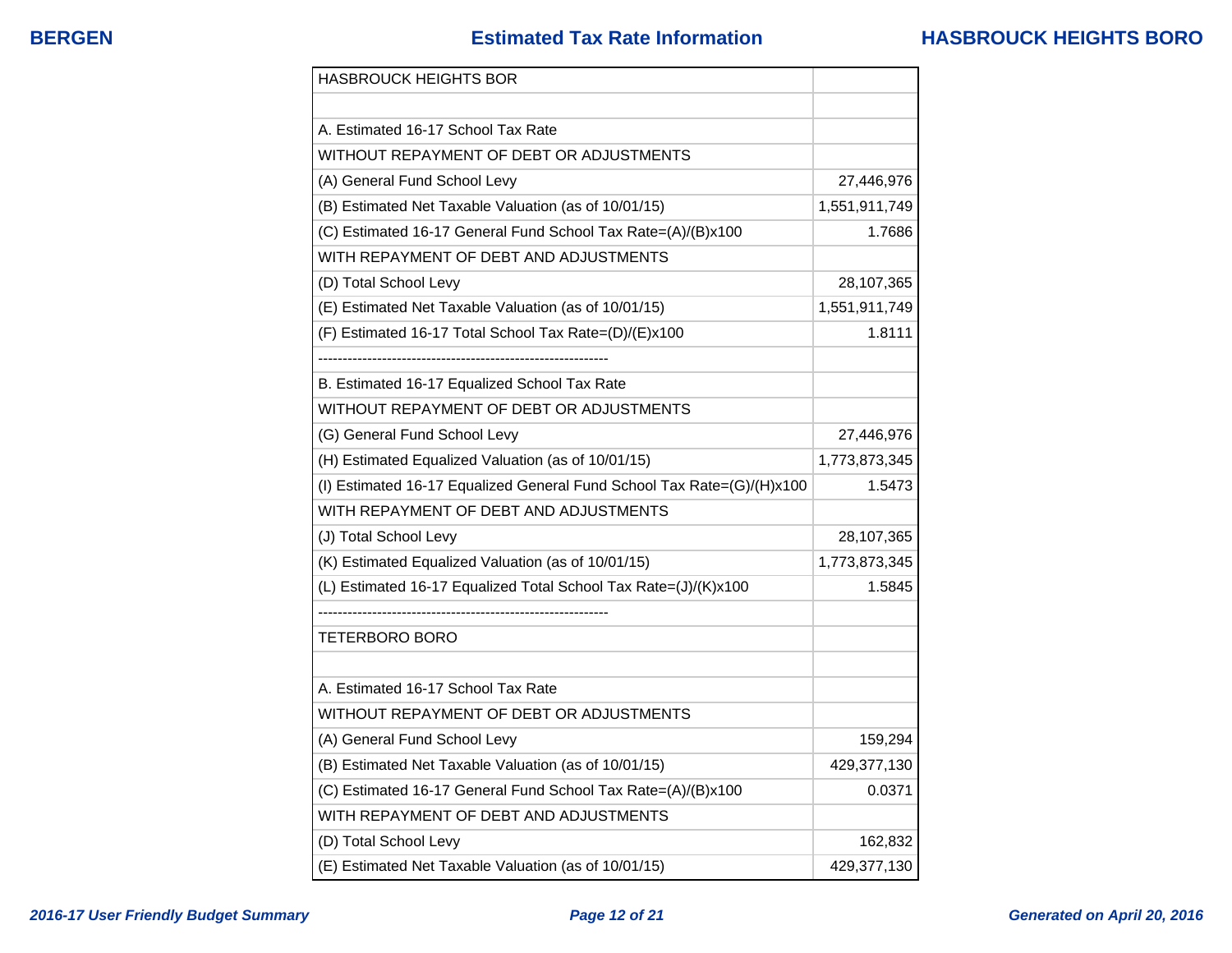| HASBROUCK HEIGHTS BOR | |
|---|---|
| | |
| A. Estimated 16-17 School Tax Rate | |
| WITHOUT REPAYMENT OF DEBT OR ADJUSTMENTS | |
| (A) General Fund School Levy | 27,446,976 |
| (B) Estimated Net Taxable Valuation (as of 10/01/15) | 1,551,911,749 |
| (C) Estimated 16-17 General Fund School Tax Rate=(A)/(B)x100 | 1.7686 |
| WITH REPAYMENT OF DEBT AND ADJUSTMENTS | |
| (D) Total School Levy | 28,107,365 |
| (E) Estimated Net Taxable Valuation (as of 10/01/15) | 1,551,911,749 |
| (F) Estimated 16-17 Total School Tax Rate=(D)/(E)x100 | 1.8111 |
| ------------------------------------------------------------ | |
| B. Estimated 16-17 Equalized School Tax Rate | |
| WITHOUT REPAYMENT OF DEBT OR ADJUSTMENTS | |
| (G) General Fund School Levy | 27,446,976 |
| (H) Estimated Equalized Valuation (as of 10/01/15) | 1,773,873,345 |
| (I) Estimated 16-17 Equalized General Fund School Tax Rate=(G)/(H)x100 | 1.5473 |
| WITH REPAYMENT OF DEBT AND ADJUSTMENTS | |
| (J) Total School Levy | 28,107,365 |
| (K) Estimated Equalized Valuation (as of 10/01/15) | 1,773,873,345 |
| (L) Estimated 16-17 Equalized Total School Tax Rate=(J)/(K)x100 | 1.5845 |
| ------------------------------------------------------------ | |
| TETERBORO BORO | |
| | |
| A. Estimated 16-17 School Tax Rate | |
| WITHOUT REPAYMENT OF DEBT OR ADJUSTMENTS | |
| (A) General Fund School Levy | 159,294 |
| (B) Estimated Net Taxable Valuation (as of 10/01/15) | 429,377,130 |
| (C) Estimated 16-17 General Fund School Tax Rate=(A)/(B)x100 | 0.0371 |
| WITH REPAYMENT OF DEBT AND ADJUSTMENTS | |
| (D) Total School Levy | 162,832 |
| (E) Estimated Net Taxable Valuation (as of 10/01/15) | 429,377,130 |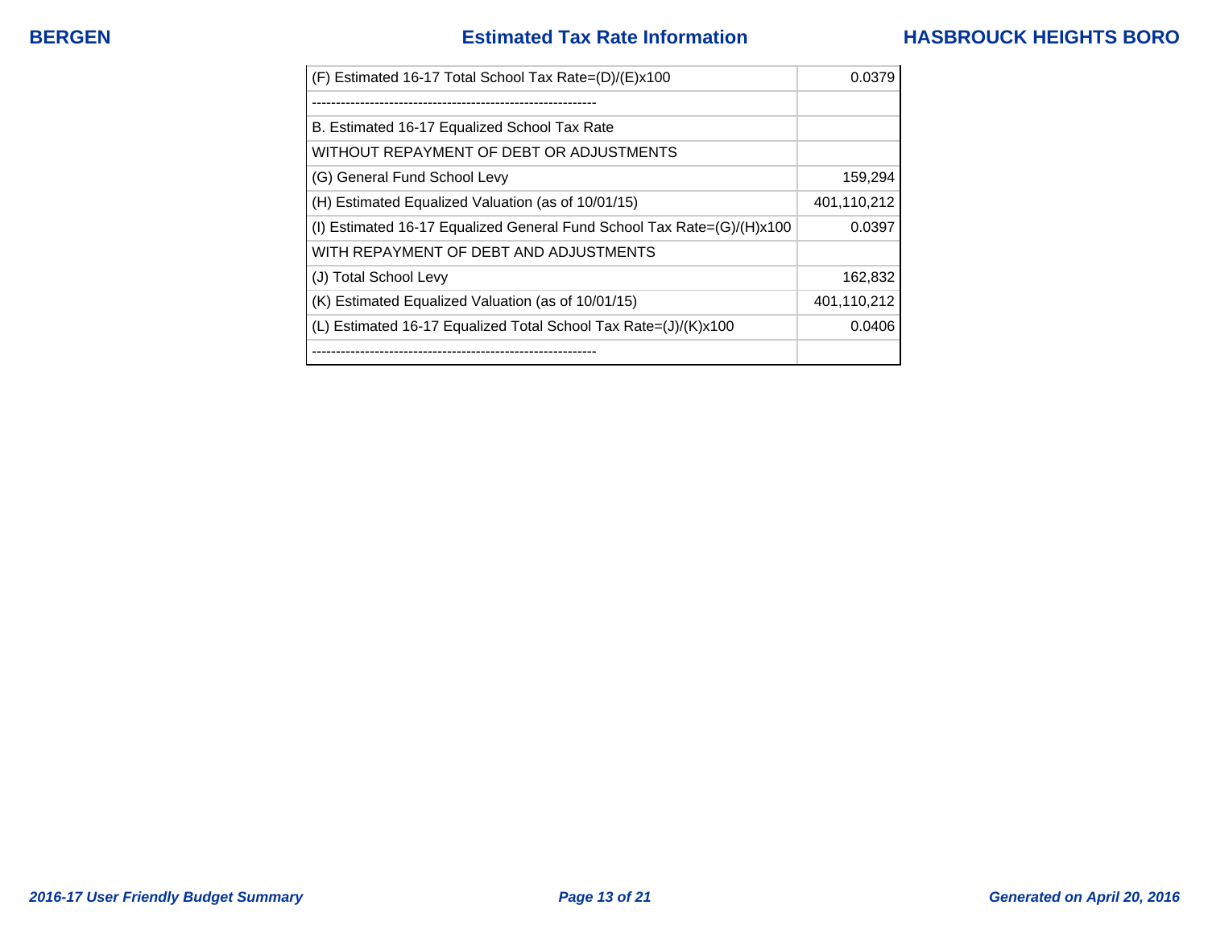| | |
|---|---|
| (F) Estimated 16-17 Total School Tax Rate=(D)/(E)x100 | 0.0379 |
| ------------------------------------------------------------ | |
| B. Estimated 16-17 Equalized School Tax Rate | |
| WITHOUT REPAYMENT OF DEBT OR ADJUSTMENTS | |
| (G) General Fund School Levy | 159,294 |
| (H) Estimated Equalized Valuation (as of 10/01/15) | 401,110,212 |
| (I) Estimated 16-17 Equalized General Fund School Tax Rate=(G)/(H)x100 | 0.0397 |
| WITH REPAYMENT OF DEBT AND ADJUSTMENTS | |
| (J) Total School Levy | 162,832 |
| (K) Estimated Equalized Valuation (as of 10/01/15) | 401,110,212 |
| (L) Estimated 16-17 Equalized Total School Tax Rate=(J)/(K)x100 | 0.0406 |
| ------------------------------------------------------------ | |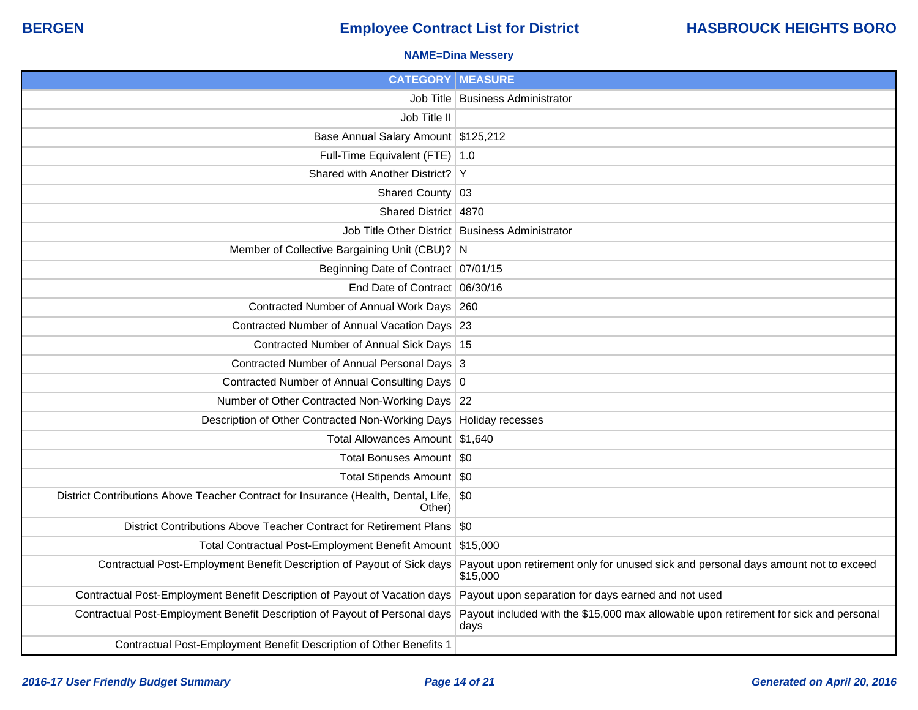**BERGEN** | **Employee Contract List for District** | **HASBROUCK HEIGHTS BORO**

**NAME=Dina Messery**

| CATEGORY | MEASURE |
|---|---|
| Job Title | Business Administrator |
| Job Title II | |
| Base Annual Salary Amount | $125,212 |
| Full-Time Equivalent (FTE) | 1.0 |
| Shared with Another District? | Y |
| Shared County | 03 |
| Shared District | 4870 |
| Job Title Other District | Business Administrator |
| Member of Collective Bargaining Unit (CBU)? | N |
| Beginning Date of Contract | 07/01/15 |
| End Date of Contract | 06/30/16 |
| Contracted Number of Annual Work Days | 260 |
| Contracted Number of Annual Vacation Days | 23 |
| Contracted Number of Annual Sick Days | 15 |
| Contracted Number of Annual Personal Days | 3 |
| Contracted Number of Annual Consulting Days | 0 |
| Number of Other Contracted Non-Working Days | 22 |
| Description of Other Contracted Non-Working Days | Holiday recesses |
| Total Allowances Amount | $1,640 |
| Total Bonuses Amount | $0 |
| Total Stipends Amount | $0 |
| District Contributions Above Teacher Contract for Insurance (Health, Dental, Life, Other) | $0 |
| District Contributions Above Teacher Contract for Retirement Plans | $0 |
| Total Contractual Post-Employment Benefit Amount | $15,000 |
| Contractual Post-Employment Benefit Description of Payout of Sick days | Payout upon retirement only for unused sick and personal days amount not to exceed $15,000 |
| Contractual Post-Employment Benefit Description of Payout of Vacation days | Payout upon separation for days earned and not used |
| Contractual Post-Employment Benefit Description of Payout of Personal days | Payout included with the $15,000 max allowable upon retirement for sick and personal days |
| Contractual Post-Employment Benefit Description of Other Benefits 1 | |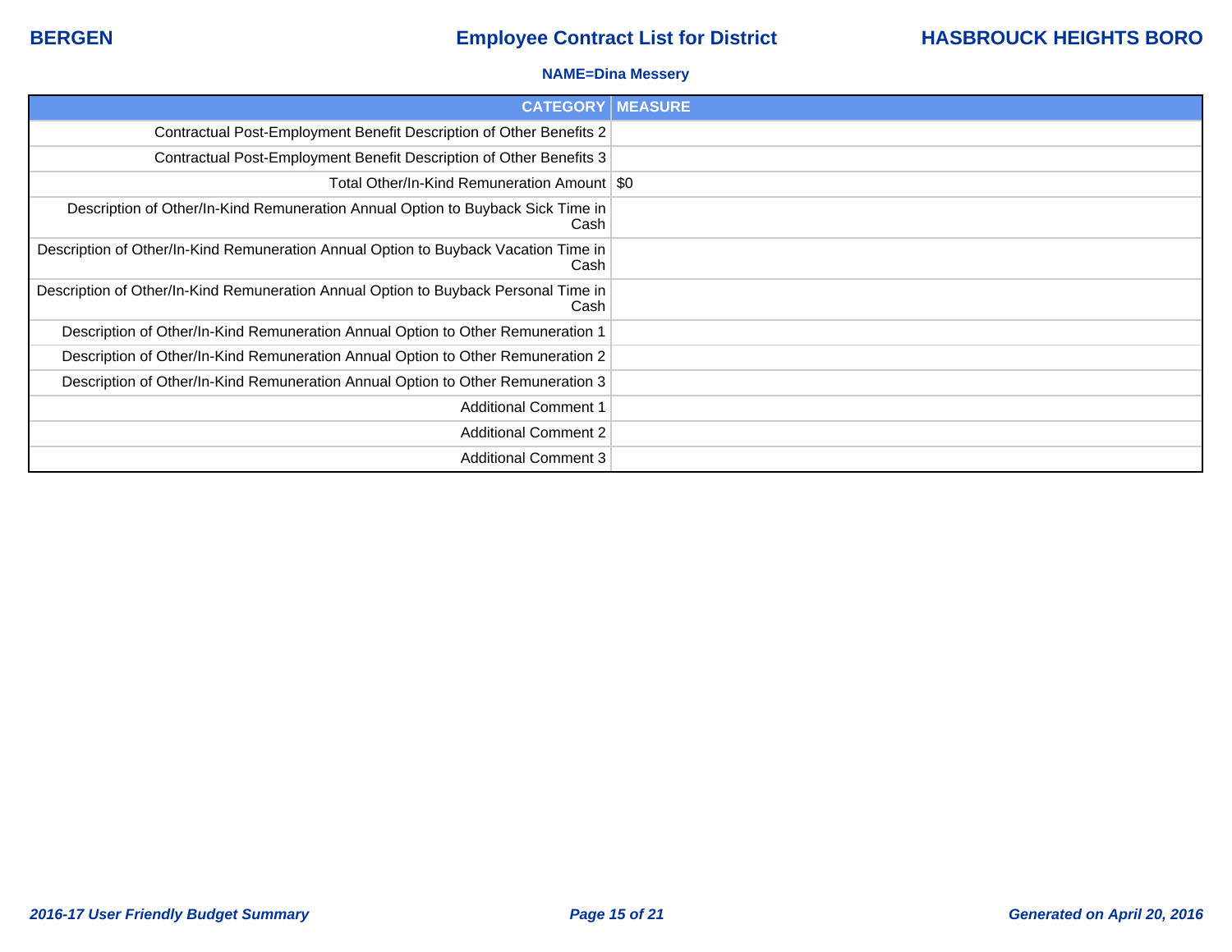**NAME=Dina Messery**

| CATEGORY | MEASURE |
|---|---|
| Contractual Post-Employment Benefit Description of Other Benefits 2 | |
| Contractual Post-Employment Benefit Description of Other Benefits 3 | |
| Total Other/In-Kind Remuneration Amount | $0 |
| Description of Other/In-Kind Remuneration Annual Option to Buyback Sick Time in Cash | |
| Description of Other/In-Kind Remuneration Annual Option to Buyback Vacation Time in Cash | |
| Description of Other/In-Kind Remuneration Annual Option to Buyback Personal Time in Cash | |
| Description of Other/In-Kind Remuneration Annual Option to Other Remuneration 1 | |
| Description of Other/In-Kind Remuneration Annual Option to Other Remuneration 2 | |
| Description of Other/In-Kind Remuneration Annual Option to Other Remuneration 3 | |
| Additional Comment 1 | |
| Additional Comment 2 | |
| Additional Comment 3 | |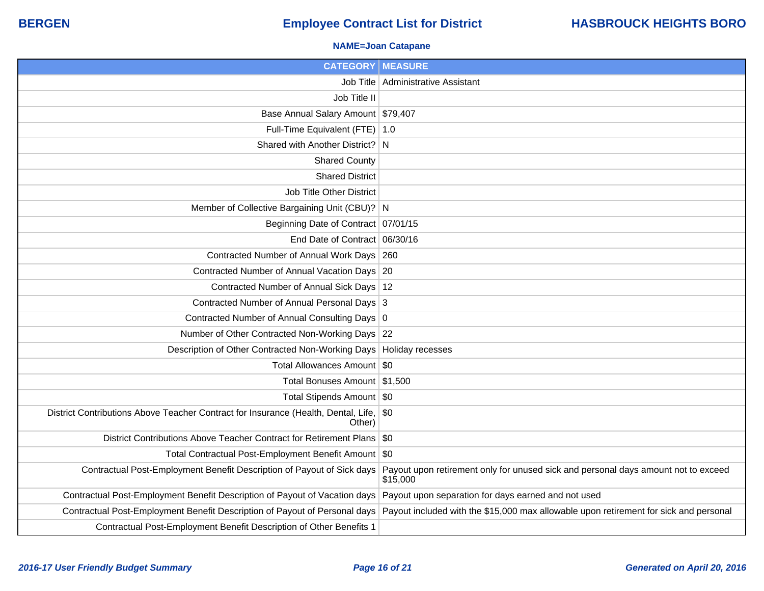**BERGEN** | **Employee Contract List for District** | **HASBROUCK HEIGHTS BORO**

**NAME=Joan Catapane**

| CATEGORY | MEASURE |
|---|---|
| Job Title | Administrative Assistant |
| Job Title II | |
| Base Annual Salary Amount | $79,407 |
| Full-Time Equivalent (FTE) | 1.0 |
| Shared with Another District? | N |
| Shared County | |
| Shared District | |
| Job Title Other District | |
| Member of Collective Bargaining Unit (CBU)? | N |
| Beginning Date of Contract | 07/01/15 |
| End Date of Contract | 06/30/16 |
| Contracted Number of Annual Work Days | 260 |
| Contracted Number of Annual Vacation Days | 20 |
| Contracted Number of Annual Sick Days | 12 |
| Contracted Number of Annual Personal Days | 3 |
| Contracted Number of Annual Consulting Days | 0 |
| Number of Other Contracted Non-Working Days | 22 |
| Description of Other Contracted Non-Working Days | Holiday recesses |
| Total Allowances Amount | $0 |
| Total Bonuses Amount | $1,500 |
| Total Stipends Amount | $0 |
| District Contributions Above Teacher Contract for Insurance (Health, Dental, Life, Other) | $0 |
| District Contributions Above Teacher Contract for Retirement Plans | $0 |
| Total Contractual Post-Employment Benefit Amount | $0 |
| Contractual Post-Employment Benefit Description of Payout of Sick days | Payout upon retirement only for unused sick and personal days amount not to exceed $15,000 |
| Contractual Post-Employment Benefit Description of Payout of Vacation days | Payout upon separation for days earned and not used |
| Contractual Post-Employment Benefit Description of Payout of Personal days | Payout included with the $15,000 max allowable upon retirement for sick and personal |
| Contractual Post-Employment Benefit Description of Other Benefits 1 | |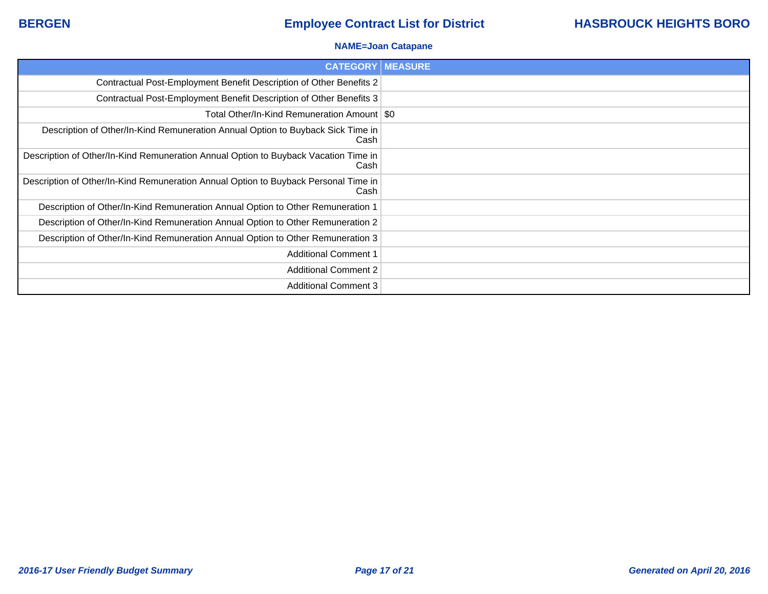**NAME=Joan Catapane**

| CATEGORY | MEASURE |
|---|---|
| Contractual Post-Employment Benefit Description of Other Benefits 2 | |
| Contractual Post-Employment Benefit Description of Other Benefits 3 | |
| Total Other/In-Kind Remuneration Amount | $0 |
| Description of Other/In-Kind Remuneration Annual Option to Buyback Sick Time in Cash | |
| Description of Other/In-Kind Remuneration Annual Option to Buyback Vacation Time in Cash | |
| Description of Other/In-Kind Remuneration Annual Option to Buyback Personal Time in Cash | |
| Description of Other/In-Kind Remuneration Annual Option to Other Remuneration 1 | |
| Description of Other/In-Kind Remuneration Annual Option to Other Remuneration 2 | |
| Description of Other/In-Kind Remuneration Annual Option to Other Remuneration 3 | |
| Additional Comment 1 | |
| Additional Comment 2 | |
| Additional Comment 3 | |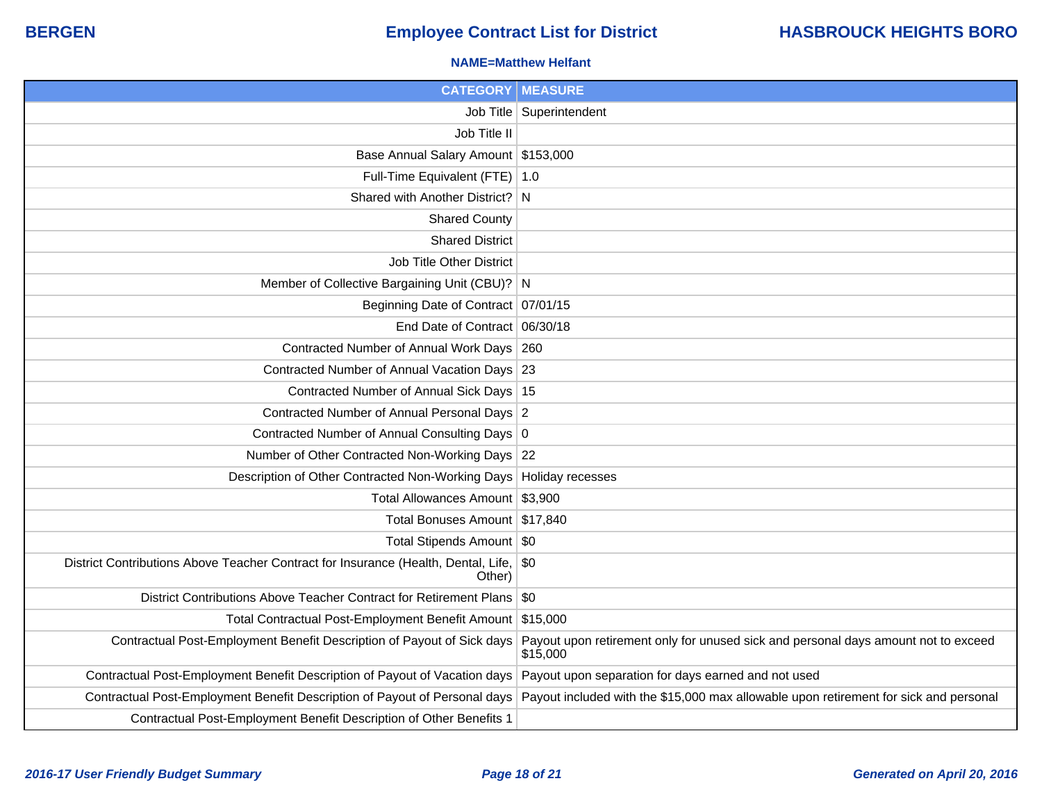**BERGEN** — **Employee Contract List for District** — **HASBROUCK HEIGHTS BORO**

**NAME=Matthew Helfant**

| CATEGORY | MEASURE |
|---|---|
| Job Title | Superintendent |
| Job Title II | |
| Base Annual Salary Amount | $153,000 |
| Full-Time Equivalent (FTE) | 1.0 |
| Shared with Another District? | N |
| Shared County | |
| Shared District | |
| Job Title Other District | |
| Member of Collective Bargaining Unit (CBU)? | N |
| Beginning Date of Contract | 07/01/15 |
| End Date of Contract | 06/30/18 |
| Contracted Number of Annual Work Days | 260 |
| Contracted Number of Annual Vacation Days | 23 |
| Contracted Number of Annual Sick Days | 15 |
| Contracted Number of Annual Personal Days | 2 |
| Contracted Number of Annual Consulting Days | 0 |
| Number of Other Contracted Non-Working Days | 22 |
| Description of Other Contracted Non-Working Days | Holiday recesses |
| Total Allowances Amount | $3,900 |
| Total Bonuses Amount | $17,840 |
| Total Stipends Amount | $0 |
| District Contributions Above Teacher Contract for Insurance (Health, Dental, Life, Other) | $0 |
| District Contributions Above Teacher Contract for Retirement Plans | $0 |
| Total Contractual Post-Employment Benefit Amount | $15,000 |
| Contractual Post-Employment Benefit Description of Payout of Sick days | Payout upon retirement only for unused sick and personal days amount not to exceed $15,000 |
| Contractual Post-Employment Benefit Description of Payout of Vacation days | Payout upon separation for days earned and not used |
| Contractual Post-Employment Benefit Description of Payout of Personal days | Payout included with the $15,000 max allowable upon retirement for sick and personal |
| Contractual Post-Employment Benefit Description of Other Benefits 1 | |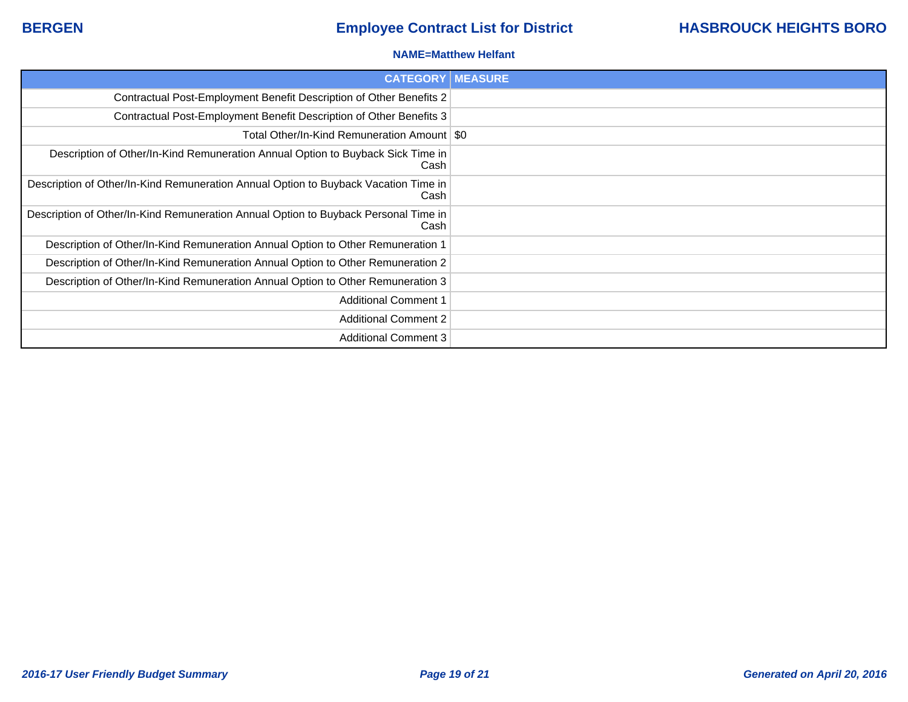**NAME=Matthew Helfant**

| CATEGORY | MEASURE |
| --- | --- |
| Contractual Post-Employment Benefit Description of Other Benefits 2 | |
| Contractual Post-Employment Benefit Description of Other Benefits 3 | |
| Total Other/In-Kind Remuneration Amount | $0 |
| Description of Other/In-Kind Remuneration Annual Option to Buyback Sick Time in Cash | |
| Description of Other/In-Kind Remuneration Annual Option to Buyback Vacation Time in Cash | |
| Description of Other/In-Kind Remuneration Annual Option to Buyback Personal Time in Cash | |
| Description of Other/In-Kind Remuneration Annual Option to Other Remuneration 1 | |
| Description of Other/In-Kind Remuneration Annual Option to Other Remuneration 2 | |
| Description of Other/In-Kind Remuneration Annual Option to Other Remuneration 3 | |
| Additional Comment 1 | |
| Additional Comment 2 | |
| Additional Comment 3 | |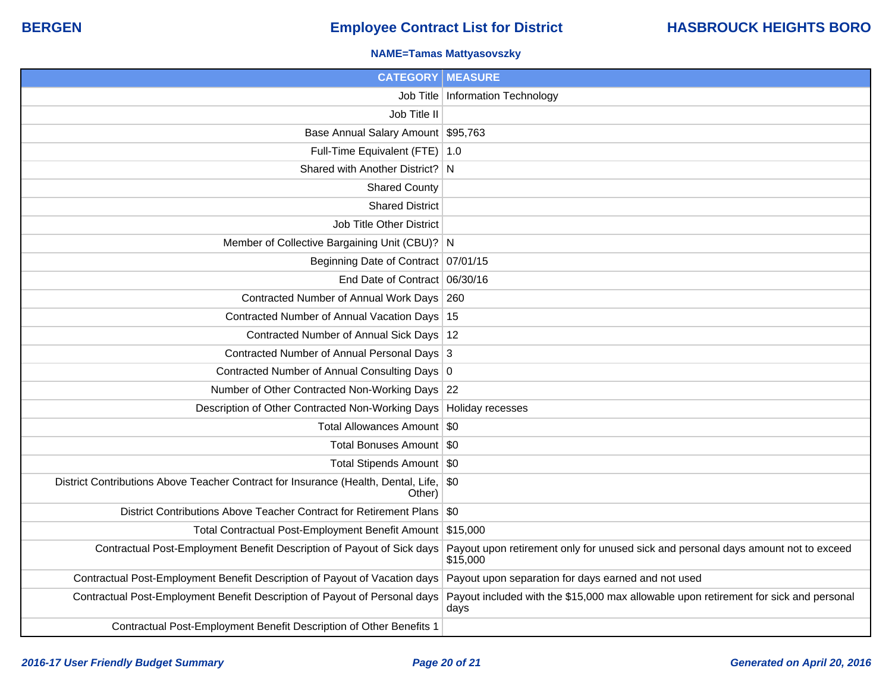**BERGEN** | **Employee Contract List for District** | **HASBROUCK HEIGHTS BORO**

**NAME=Tamas Mattyasovszky**

| CATEGORY | MEASURE |
|---:|---|
| Job Title | Information Technology |
| Job Title II | |
| Base Annual Salary Amount | $95,763 |
| Full-Time Equivalent (FTE) | 1.0 |
| Shared with Another District? | N |
| Shared County | |
| Shared District | |
| Job Title Other District | |
| Member of Collective Bargaining Unit (CBU)? | N |
| Beginning Date of Contract | 07/01/15 |
| End Date of Contract | 06/30/16 |
| Contracted Number of Annual Work Days | 260 |
| Contracted Number of Annual Vacation Days | 15 |
| Contracted Number of Annual Sick Days | 12 |
| Contracted Number of Annual Personal Days | 3 |
| Contracted Number of Annual Consulting Days | 0 |
| Number of Other Contracted Non-Working Days | 22 |
| Description of Other Contracted Non-Working Days | Holiday recesses |
| Total Allowances Amount | $0 |
| Total Bonuses Amount | $0 |
| Total Stipends Amount | $0 |
| District Contributions Above Teacher Contract for Insurance (Health, Dental, Life, Other) | $0 |
| District Contributions Above Teacher Contract for Retirement Plans | $0 |
| Total Contractual Post-Employment Benefit Amount | $15,000 |
| Contractual Post-Employment Benefit Description of Payout of Sick days | Payout upon retirement only for unused sick and personal days amount not to exceed $15,000 |
| Contractual Post-Employment Benefit Description of Payout of Vacation days | Payout upon separation for days earned and not used |
| Contractual Post-Employment Benefit Description of Payout of Personal days | Payout included with the $15,000 max allowable upon retirement for sick and personal days |
| Contractual Post-Employment Benefit Description of Other Benefits 1 | |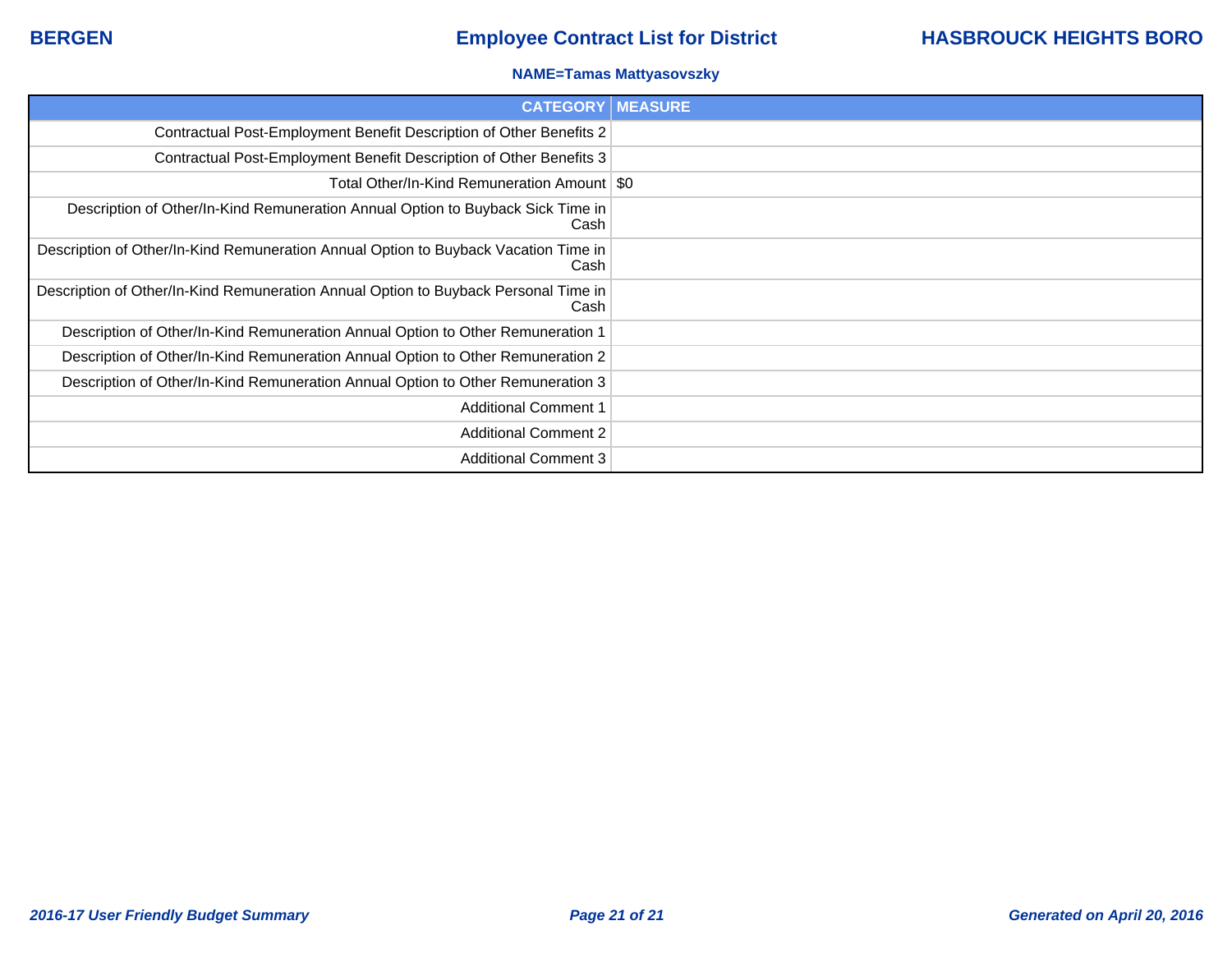**NAME=Tamas Mattyasovszky**

| CATEGORY | MEASURE |
| --- | --- |
| Contractual Post-Employment Benefit Description of Other Benefits 2 | |
| Contractual Post-Employment Benefit Description of Other Benefits 3 | |
| Total Other/In-Kind Remuneration Amount | $0 |
| Description of Other/In-Kind Remuneration Annual Option to Buyback Sick Time in Cash | |
| Description of Other/In-Kind Remuneration Annual Option to Buyback Vacation Time in Cash | |
| Description of Other/In-Kind Remuneration Annual Option to Buyback Personal Time in Cash | |
| Description of Other/In-Kind Remuneration Annual Option to Other Remuneration 1 | |
| Description of Other/In-Kind Remuneration Annual Option to Other Remuneration 2 | |
| Description of Other/In-Kind Remuneration Annual Option to Other Remuneration 3 | |
| Additional Comment 1 | |
| Additional Comment 2 | |
| Additional Comment 3 | |